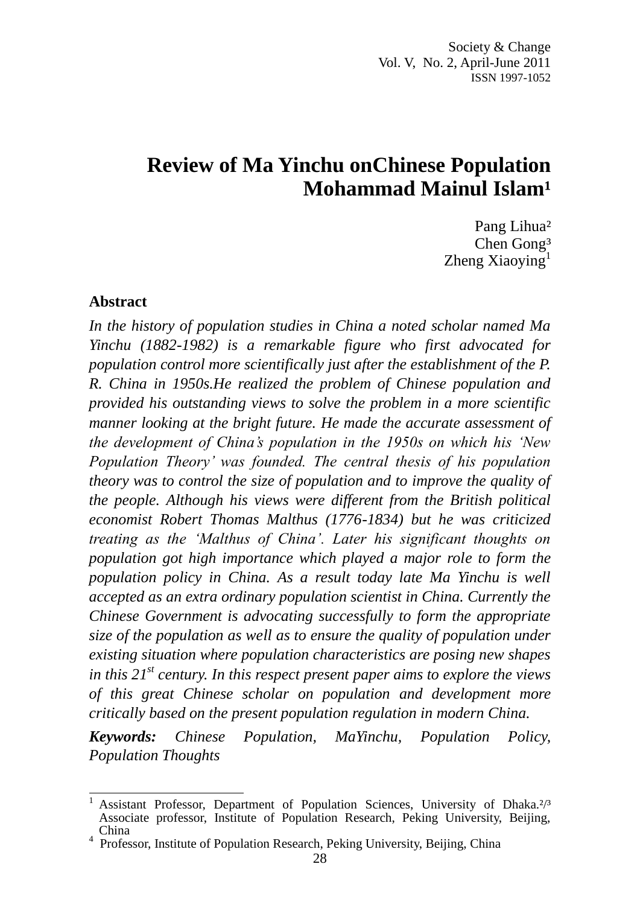# Review of Ma Yinchu onChinese Population Mohammad Mainul Islam[1]

Pang Lihua[2]
Chen Gong[3]
Zheng Xiaoying[1]

## Abstract

*In the history of population studies in China a noted scholar named Ma Yinchu (1882-1982) is a remarkable figure who first advocated for population control more scientifically just after the establishment of the P. R. China in 1950s.He realized the problem of Chinese population and provided his outstanding views to solve the problem in a more scientific manner looking at the bright future. He made the accurate assessment of the development of China's population in the 1950s on which his 'New Population Theory' was founded. The central thesis of his population theory was to control the size of population and to improve the quality of the people. Although his views were different from the British political economist Robert Thomas Malthus (1776-1834) but he was criticized treating as the 'Malthus of China'. Later his significant thoughts on population got high importance which played a major role to form the population policy in China. As a result today late Ma Yinchu is well accepted as an extra ordinary population scientist in China. Currently the Chinese Government is advocating successfully to form the appropriate size of the population as well as to ensure the quality of population under existing situation where population characteristics are posing new shapes in this 21st century. In this respect present paper aims to explore the views of this great Chinese scholar on population and development more critically based on the present population regulation in modern China.*

***Keywords:*** *Chinese Population, MaYinchu, Population Policy, Population Thoughts*

---

[1] Assistant Professor, Department of Population Sciences, University of Dhaka.[2/3] Associate professor, Institute of Population Research, Peking University, Beijing, China

[4] Professor, Institute of Population Research, Peking University, Beijing, China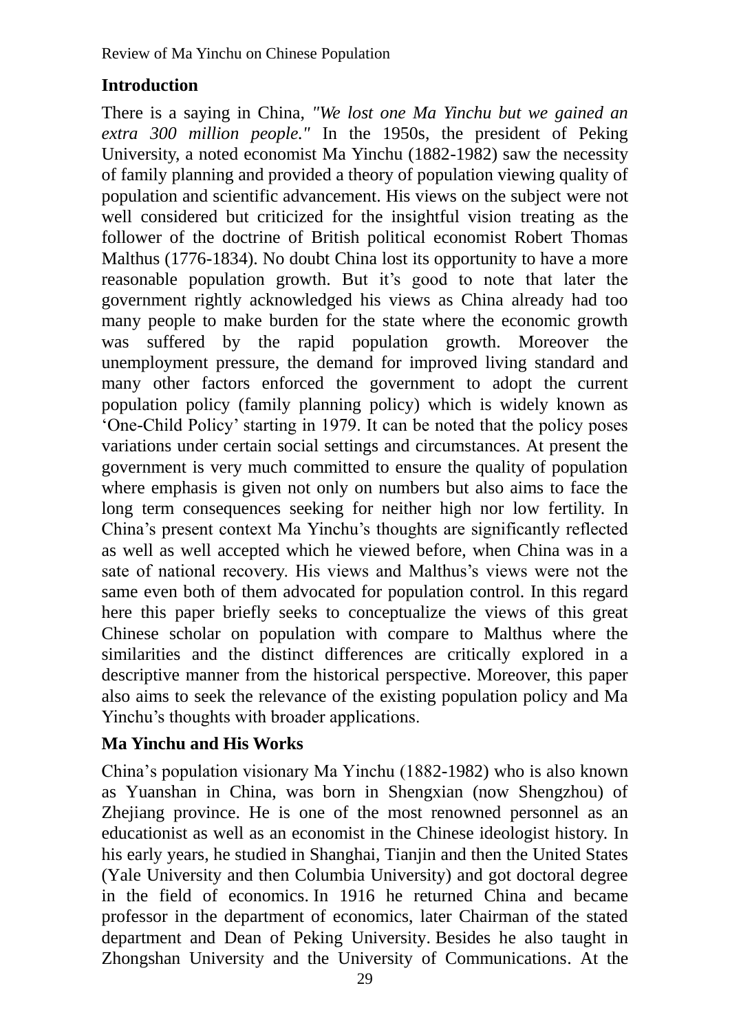## Introduction

There is a saying in China, *"We lost one Ma Yinchu but we gained an extra 300 million people."* In the 1950s, the president of Peking University, a noted economist Ma Yinchu (1882-1982) saw the necessity of family planning and provided a theory of population viewing quality of population and scientific advancement. His views on the subject were not well considered but criticized for the insightful vision treating as the follower of the doctrine of British political economist Robert Thomas Malthus (1776-1834). No doubt China lost its opportunity to have a more reasonable population growth. But it's good to note that later the government rightly acknowledged his views as China already had too many people to make burden for the state where the economic growth was suffered by the rapid population growth. Moreover the unemployment pressure, the demand for improved living standard and many other factors enforced the government to adopt the current population policy (family planning policy) which is widely known as 'One-Child Policy' starting in 1979. It can be noted that the policy poses variations under certain social settings and circumstances. At present the government is very much committed to ensure the quality of population where emphasis is given not only on numbers but also aims to face the long term consequences seeking for neither high nor low fertility. In China's present context Ma Yinchu's thoughts are significantly reflected as well as well accepted which he viewed before, when China was in a sate of national recovery. His views and Malthus's views were not the same even both of them advocated for population control. In this regard here this paper briefly seeks to conceptualize the views of this great Chinese scholar on population with compare to Malthus where the similarities and the distinct differences are critically explored in a descriptive manner from the historical perspective. Moreover, this paper also aims to seek the relevance of the existing population policy and Ma Yinchu's thoughts with broader applications.

## Ma Yinchu and His Works

China's population visionary Ma Yinchu (1882-1982) who is also known as Yuanshan in China, was born in Shengxian (now Shengzhou) of Zhejiang province. He is one of the most renowned personnel as an educationist as well as an economist in the Chinese ideologist history. In his early years, he studied in Shanghai, Tianjin and then the United States (Yale University and then Columbia University) and got doctoral degree in the field of economics. In 1916 he returned China and became professor in the department of economics, later Chairman of the stated department and Dean of Peking University. Besides he also taught in Zhongshan University and the University of Communications. At the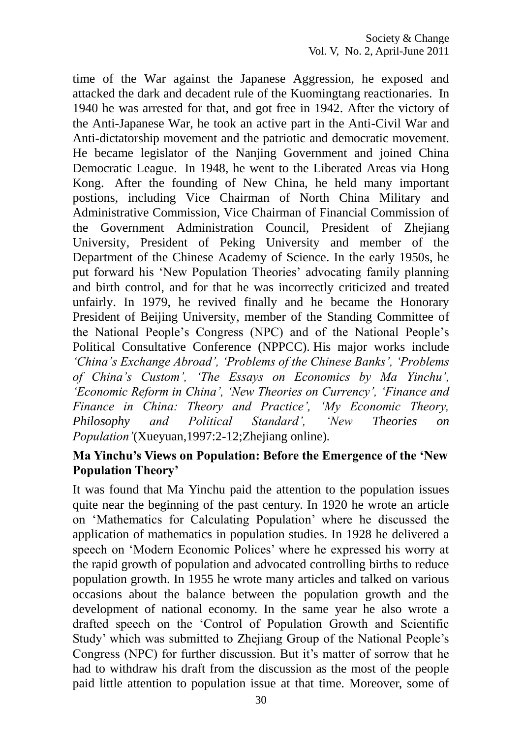time of the War against the Japanese Aggression, he exposed and attacked the dark and decadent rule of the Kuomingtang reactionaries. In 1940 he was arrested for that, and got free in 1942. After the victory of the Anti-Japanese War, he took an active part in the Anti-Civil War and Anti-dictatorship movement and the patriotic and democratic movement. He became legislator of the Nanjing Government and joined China Democratic League. In 1948, he went to the Liberated Areas via Hong Kong. After the founding of New China, he held many important postions, including Vice Chairman of North China Military and Administrative Commission, Vice Chairman of Financial Commission of the Government Administration Council, President of Zhejiang University, President of Peking University and member of the Department of the Chinese Academy of Science. In the early 1950s, he put forward his 'New Population Theories' advocating family planning and birth control, and for that he was incorrectly criticized and treated unfairly. In 1979, he revived finally and he became the Honorary President of Beijing University, member of the Standing Committee of the National People's Congress (NPC) and of the National People's Political Consultative Conference (NPPCC). His major works include *'China's Exchange Abroad', 'Problems of the Chinese Banks', 'Problems of China's Custom', 'The Essays on Economics by Ma Yinchu', 'Economic Reform in China', 'New Theories on Currency', 'Finance and Finance in China: Theory and Practice', 'My Economic Theory, Philosophy and Political Standard', 'New Theories on Population'*(Xueyuan,1997:2-12;Zhejiang online).

## Ma Yinchu's Views on Population: Before the Emergence of the 'New Population Theory'

It was found that Ma Yinchu paid the attention to the population issues quite near the beginning of the past century. In 1920 he wrote an article on 'Mathematics for Calculating Population' where he discussed the application of mathematics in population studies. In 1928 he delivered a speech on 'Modern Economic Polices' where he expressed his worry at the rapid growth of population and advocated controlling births to reduce population growth. In 1955 he wrote many articles and talked on various occasions about the balance between the population growth and the development of national economy. In the same year he also wrote a drafted speech on the 'Control of Population Growth and Scientific Study' which was submitted to Zhejiang Group of the National People's Congress (NPC) for further discussion. But it's matter of sorrow that he had to withdraw his draft from the discussion as the most of the people paid little attention to population issue at that time. Moreover, some of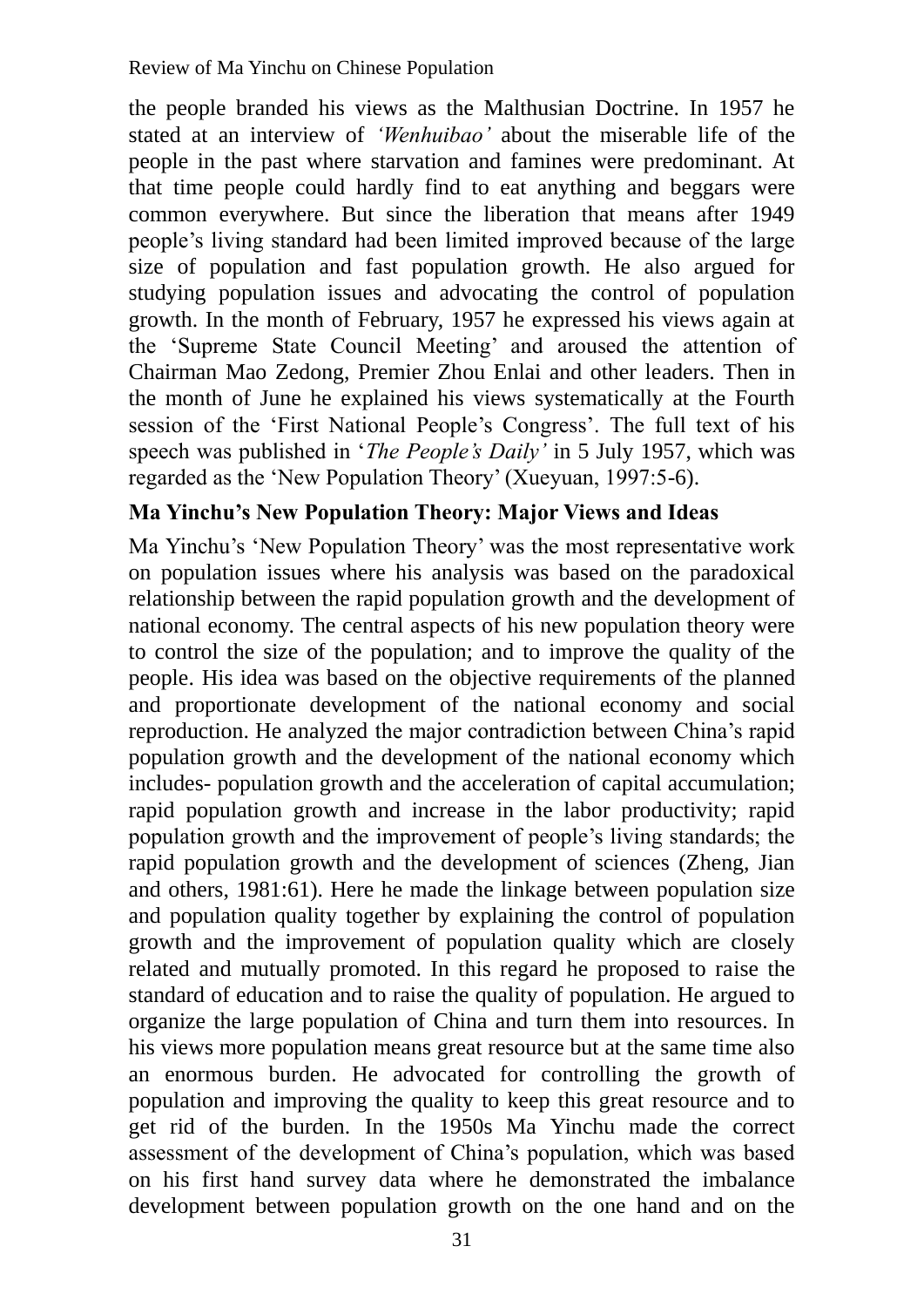the people branded his views as the Malthusian Doctrine. In 1957 he stated at an interview of *'Wenhuibao'* about the miserable life of the people in the past where starvation and famines were predominant. At that time people could hardly find to eat anything and beggars were common everywhere. But since the liberation that means after 1949 people's living standard had been limited improved because of the large size of population and fast population growth. He also argued for studying population issues and advocating the control of population growth. In the month of February, 1957 he expressed his views again at the 'Supreme State Council Meeting' and aroused the attention of Chairman Mao Zedong, Premier Zhou Enlai and other leaders. Then in the month of June he explained his views systematically at the Fourth session of the 'First National People's Congress'. The full text of his speech was published in '*The People's Daily'* in 5 July 1957, which was regarded as the 'New Population Theory' (Xueyuan, 1997:5-6).

## Ma Yinchu's New Population Theory: Major Views and Ideas

Ma Yinchu's 'New Population Theory' was the most representative work on population issues where his analysis was based on the paradoxical relationship between the rapid population growth and the development of national economy. The central aspects of his new population theory were to control the size of the population; and to improve the quality of the people. His idea was based on the objective requirements of the planned and proportionate development of the national economy and social reproduction. He analyzed the major contradiction between China's rapid population growth and the development of the national economy which includes- population growth and the acceleration of capital accumulation; rapid population growth and increase in the labor productivity; rapid population growth and the improvement of people's living standards; the rapid population growth and the development of sciences (Zheng, Jian and others, 1981:61). Here he made the linkage between population size and population quality together by explaining the control of population growth and the improvement of population quality which are closely related and mutually promoted. In this regard he proposed to raise the standard of education and to raise the quality of population. He argued to organize the large population of China and turn them into resources. In his views more population means great resource but at the same time also an enormous burden. He advocated for controlling the growth of population and improving the quality to keep this great resource and to get rid of the burden. In the 1950s Ma Yinchu made the correct assessment of the development of China's population, which was based on his first hand survey data where he demonstrated the imbalance development between population growth on the one hand and on the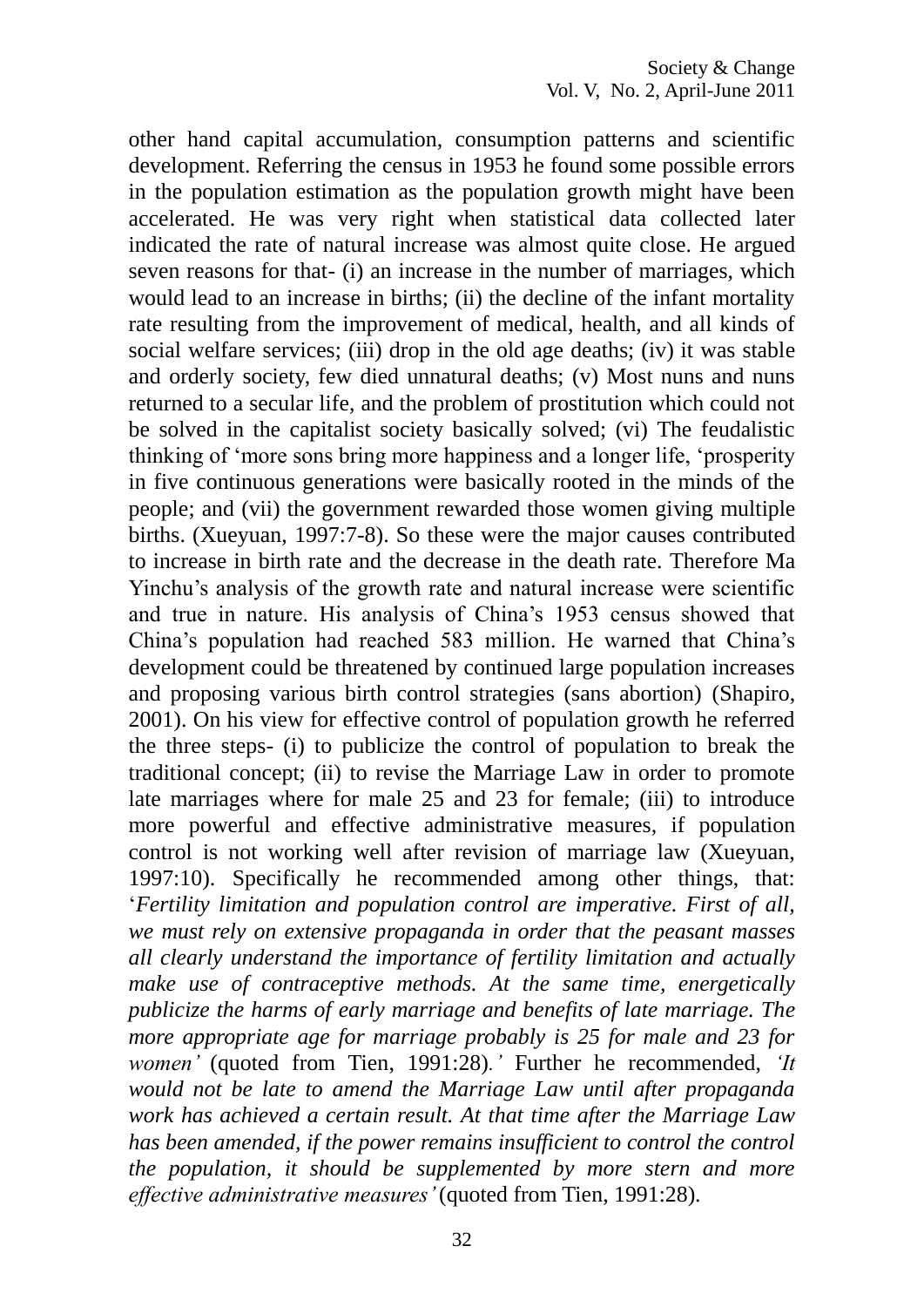other hand capital accumulation, consumption patterns and scientific development. Referring the census in 1953 he found some possible errors in the population estimation as the population growth might have been accelerated. He was very right when statistical data collected later indicated the rate of natural increase was almost quite close. He argued seven reasons for that- (i) an increase in the number of marriages, which would lead to an increase in births; (ii) the decline of the infant mortality rate resulting from the improvement of medical, health, and all kinds of social welfare services; (iii) drop in the old age deaths; (iv) it was stable and orderly society, few died unnatural deaths; (v) Most nuns and nuns returned to a secular life, and the problem of prostitution which could not be solved in the capitalist society basically solved; (vi) The feudalistic thinking of 'more sons bring more happiness and a longer life, 'prosperity in five continuous generations were basically rooted in the minds of the people; and (vii) the government rewarded those women giving multiple births. (Xueyuan, 1997:7-8). So these were the major causes contributed to increase in birth rate and the decrease in the death rate. Therefore Ma Yinchu's analysis of the growth rate and natural increase were scientific and true in nature. His analysis of China's 1953 census showed that China's population had reached 583 million. He warned that China's development could be threatened by continued large population increases and proposing various birth control strategies (sans abortion) (Shapiro, 2001). On his view for effective control of population growth he referred the three steps- (i) to publicize the control of population to break the traditional concept; (ii) to revise the Marriage Law in order to promote late marriages where for male 25 and 23 for female; (iii) to introduce more powerful and effective administrative measures, if population control is not working well after revision of marriage law (Xueyuan, 1997:10). Specifically he recommended among other things, that: '*Fertility limitation and population control are imperative. First of all, we must rely on extensive propaganda in order that the peasant masses all clearly understand the importance of fertility limitation and actually make use of contraceptive methods. At the same time, energetically publicize the harms of early marriage and benefits of late marriage. The more appropriate age for marriage probably is 25 for male and 23 for women'* (quoted from Tien, 1991:28)*.'* Further he recommended, *'It would not be late to amend the Marriage Law until after propaganda work has achieved a certain result. At that time after the Marriage Law has been amended, if the power remains insufficient to control the control the population, it should be supplemented by more stern and more effective administrative measures'* (quoted from Tien, 1991:28).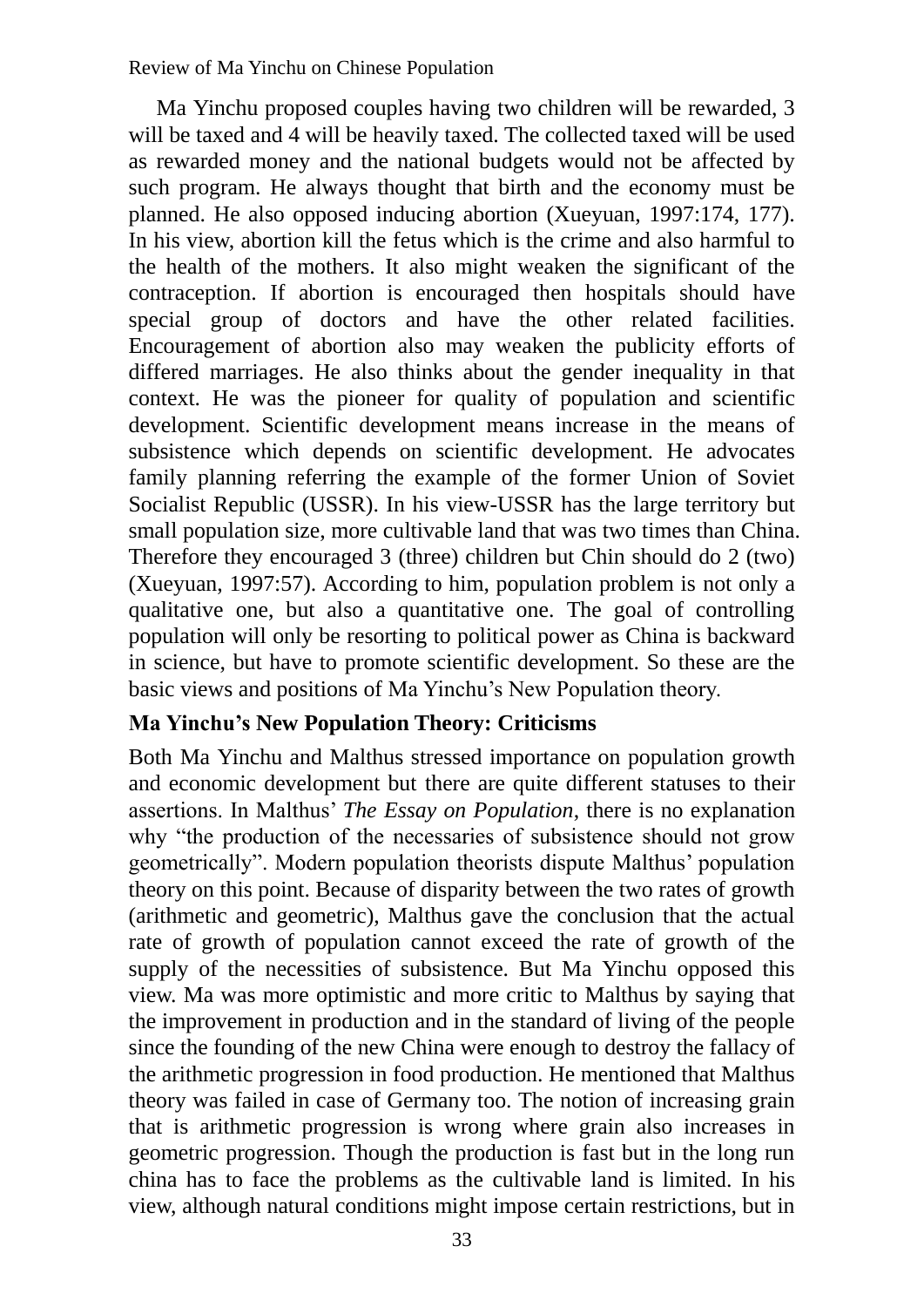Ma Yinchu proposed couples having two children will be rewarded, 3 will be taxed and 4 will be heavily taxed. The collected taxed will be used as rewarded money and the national budgets would not be affected by such program. He always thought that birth and the economy must be planned. He also opposed inducing abortion (Xueyuan, 1997:174, 177). In his view, abortion kill the fetus which is the crime and also harmful to the health of the mothers. It also might weaken the significant of the contraception. If abortion is encouraged then hospitals should have special group of doctors and have the other related facilities. Encouragement of abortion also may weaken the publicity efforts of differed marriages. He also thinks about the gender inequality in that context. He was the pioneer for quality of population and scientific development. Scientific development means increase in the means of subsistence which depends on scientific development. He advocates family planning referring the example of the former Union of Soviet Socialist Republic (USSR). In his view-USSR has the large territory but small population size, more cultivable land that was two times than China. Therefore they encouraged 3 (three) children but Chin should do 2 (two) (Xueyuan, 1997:57). According to him, population problem is not only a qualitative one, but also a quantitative one. The goal of controlling population will only be resorting to political power as China is backward in science, but have to promote scientific development. So these are the basic views and positions of Ma Yinchu's New Population theory.

## Ma Yinchu's New Population Theory: Criticisms

Both Ma Yinchu and Malthus stressed importance on population growth and economic development but there are quite different statuses to their assertions. In Malthus' *The Essay on Population*, there is no explanation why "the production of the necessaries of subsistence should not grow geometrically". Modern population theorists dispute Malthus' population theory on this point. Because of disparity between the two rates of growth (arithmetic and geometric), Malthus gave the conclusion that the actual rate of growth of population cannot exceed the rate of growth of the supply of the necessities of subsistence. But Ma Yinchu opposed this view. Ma was more optimistic and more critic to Malthus by saying that the improvement in production and in the standard of living of the people since the founding of the new China were enough to destroy the fallacy of the arithmetic progression in food production. He mentioned that Malthus theory was failed in case of Germany too. The notion of increasing grain that is arithmetic progression is wrong where grain also increases in geometric progression. Though the production is fast but in the long run china has to face the problems as the cultivable land is limited. In his view, although natural conditions might impose certain restrictions, but in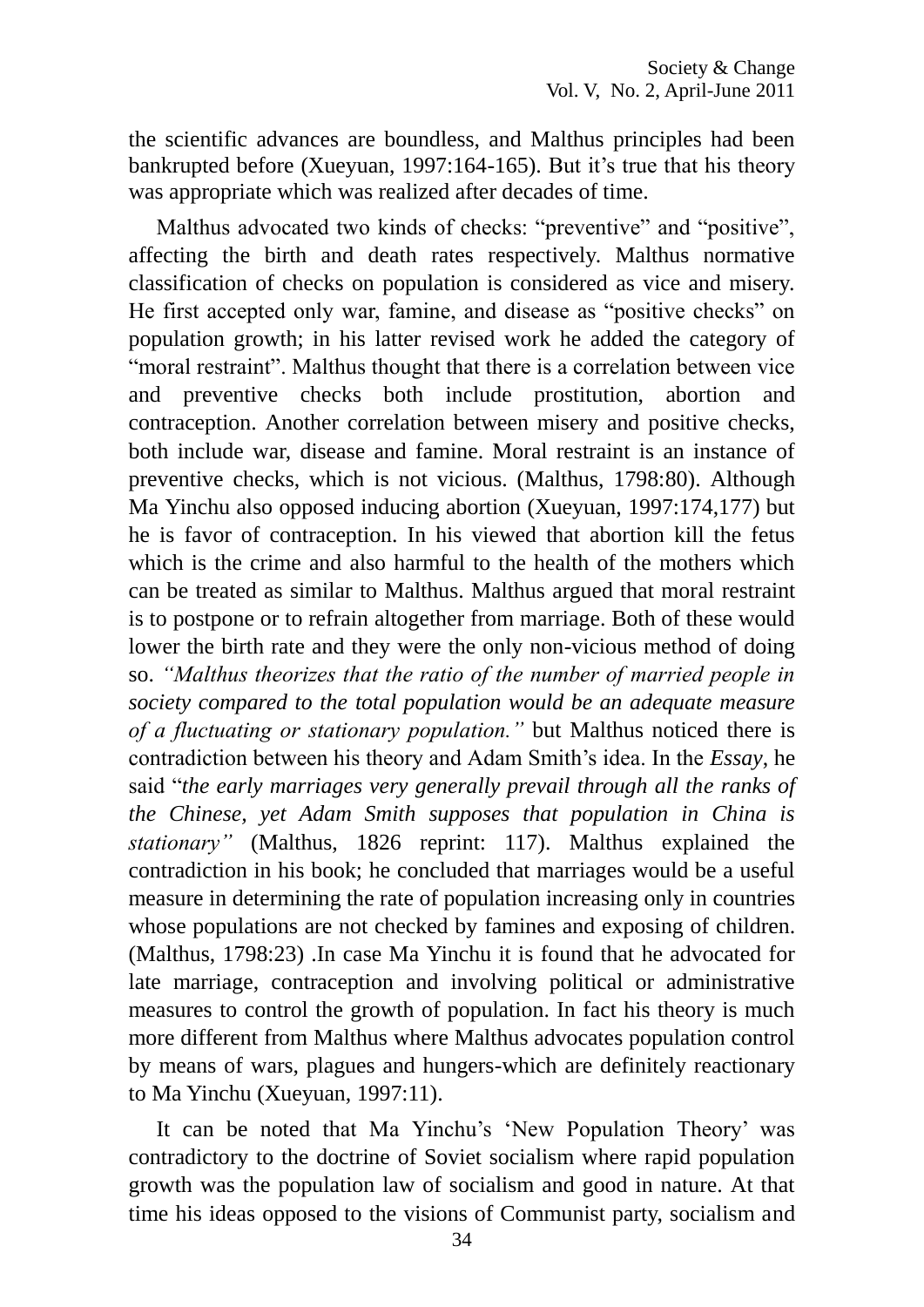the scientific advances are boundless, and Malthus principles had been bankrupted before (Xueyuan, 1997:164-165). But it's true that his theory was appropriate which was realized after decades of time.

Malthus advocated two kinds of checks: "preventive" and "positive", affecting the birth and death rates respectively. Malthus normative classification of checks on population is considered as vice and misery. He first accepted only war, famine, and disease as "positive checks" on population growth; in his latter revised work he added the category of "moral restraint". Malthus thought that there is a correlation between vice and preventive checks both include prostitution, abortion and contraception. Another correlation between misery and positive checks, both include war, disease and famine. Moral restraint is an instance of preventive checks, which is not vicious. (Malthus, 1798:80). Although Ma Yinchu also opposed inducing abortion (Xueyuan, 1997:174,177) but he is favor of contraception. In his viewed that abortion kill the fetus which is the crime and also harmful to the health of the mothers which can be treated as similar to Malthus. Malthus argued that moral restraint is to postpone or to refrain altogether from marriage. Both of these would lower the birth rate and they were the only non-vicious method of doing so. *"Malthus theorizes that the ratio of the number of married people in society compared to the total population would be an adequate measure of a fluctuating or stationary population."* but Malthus noticed there is contradiction between his theory and Adam Smith's idea. In the *Essay*, he said "*the early marriages very generally prevail through all the ranks of the Chinese, yet Adam Smith supposes that population in China is stationary"* (Malthus, 1826 reprint: 117). Malthus explained the contradiction in his book; he concluded that marriages would be a useful measure in determining the rate of population increasing only in countries whose populations are not checked by famines and exposing of children. (Malthus, 1798:23) .In case Ma Yinchu it is found that he advocated for late marriage, contraception and involving political or administrative measures to control the growth of population. In fact his theory is much more different from Malthus where Malthus advocates population control by means of wars, plagues and hungers-which are definitely reactionary to Ma Yinchu (Xueyuan, 1997:11).

It can be noted that Ma Yinchu's 'New Population Theory' was contradictory to the doctrine of Soviet socialism where rapid population growth was the population law of socialism and good in nature. At that time his ideas opposed to the visions of Communist party, socialism and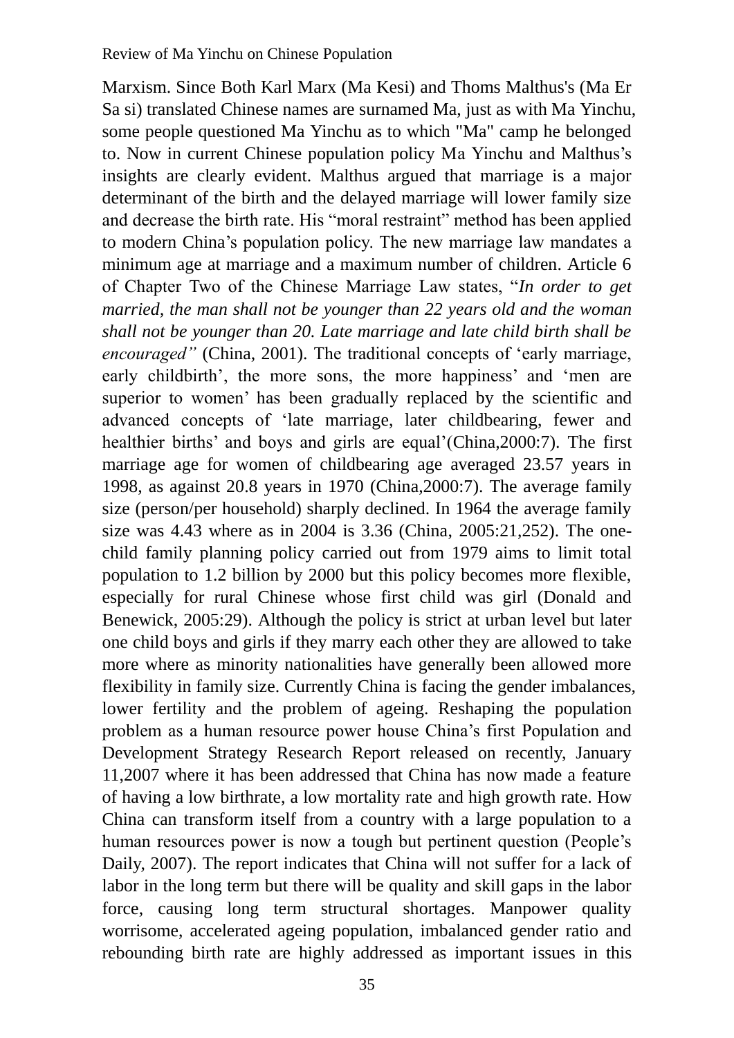Marxism. Since Both Karl Marx (Ma Kesi) and Thoms Malthus's (Ma Er Sa si) translated Chinese names are surnamed Ma, just as with Ma Yinchu, some people questioned Ma Yinchu as to which "Ma" camp he belonged to. Now in current Chinese population policy Ma Yinchu and Malthus's insights are clearly evident. Malthus argued that marriage is a major determinant of the birth and the delayed marriage will lower family size and decrease the birth rate. His "moral restraint" method has been applied to modern China's population policy. The new marriage law mandates a minimum age at marriage and a maximum number of children. Article 6 of Chapter Two of the Chinese Marriage Law states, "*In order to get married, the man shall not be younger than 22 years old and the woman shall not be younger than 20. Late marriage and late child birth shall be encouraged"* (China, 2001). The traditional concepts of 'early marriage, early childbirth', the more sons, the more happiness' and 'men are superior to women' has been gradually replaced by the scientific and advanced concepts of 'late marriage, later childbearing, fewer and healthier births' and boys and girls are equal'(China,2000:7). The first marriage age for women of childbearing age averaged 23.57 years in 1998, as against 20.8 years in 1970 (China,2000:7). The average family size (person/per household) sharply declined. In 1964 the average family size was 4.43 where as in 2004 is 3.36 (China, 2005:21,252). The one-child family planning policy carried out from 1979 aims to limit total population to 1.2 billion by 2000 but this policy becomes more flexible, especially for rural Chinese whose first child was girl (Donald and Benewick, 2005:29). Although the policy is strict at urban level but later one child boys and girls if they marry each other they are allowed to take more where as minority nationalities have generally been allowed more flexibility in family size. Currently China is facing the gender imbalances, lower fertility and the problem of ageing. Reshaping the population problem as a human resource power house China's first Population and Development Strategy Research Report released on recently, January 11,2007 where it has been addressed that China has now made a feature of having a low birthrate, a low mortality rate and high growth rate. How China can transform itself from a country with a large population to a human resources power is now a tough but pertinent question (People's Daily, 2007). The report indicates that China will not suffer for a lack of labor in the long term but there will be quality and skill gaps in the labor force, causing long term structural shortages. Manpower quality worrisome, accelerated ageing population, imbalanced gender ratio and rebounding birth rate are highly addressed as important issues in this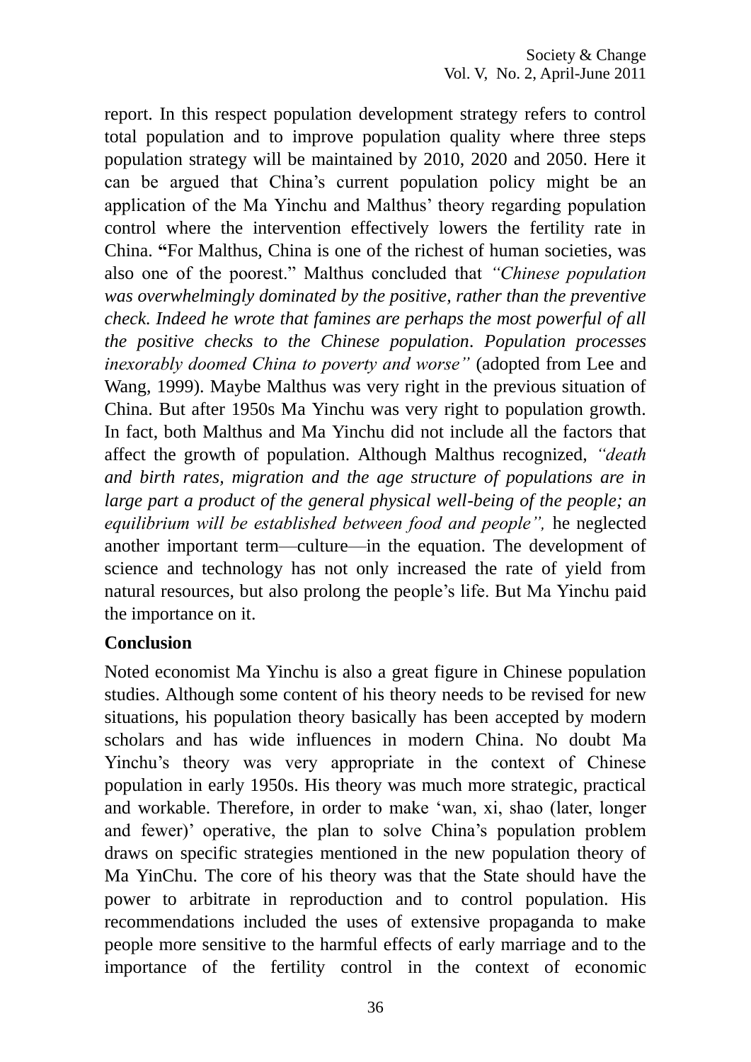report. In this respect population development strategy refers to control total population and to improve population quality where three steps population strategy will be maintained by 2010, 2020 and 2050. Here it can be argued that China's current population policy might be an application of the Ma Yinchu and Malthus' theory regarding population control where the intervention effectively lowers the fertility rate in China. **"**For Malthus, China is one of the richest of human societies, was also one of the poorest." Malthus concluded that *"Chinese population was overwhelmingly dominated by the positive, rather than the preventive check. Indeed he wrote that famines are perhaps the most powerful of all the positive checks to the Chinese population. Population processes inexorably doomed China to poverty and worse"* (adopted from Lee and Wang, 1999). Maybe Malthus was very right in the previous situation of China. But after 1950s Ma Yinchu was very right to population growth. In fact, both Malthus and Ma Yinchu did not include all the factors that affect the growth of population. Although Malthus recognized, *"death and birth rates, migration and the age structure of populations are in large part a product of the general physical well-being of the people; an equilibrium will be established between food and people",* he neglected another important term—culture—in the equation. The development of science and technology has not only increased the rate of yield from natural resources, but also prolong the people's life. But Ma Yinchu paid the importance on it.

## Conclusion

Noted economist Ma Yinchu is also a great figure in Chinese population studies. Although some content of his theory needs to be revised for new situations, his population theory basically has been accepted by modern scholars and has wide influences in modern China. No doubt Ma Yinchu's theory was very appropriate in the context of Chinese population in early 1950s. His theory was much more strategic, practical and workable. Therefore, in order to make 'wan, xi, shao (later, longer and fewer)' operative, the plan to solve China's population problem draws on specific strategies mentioned in the new population theory of Ma YinChu. The core of his theory was that the State should have the power to arbitrate in reproduction and to control population. His recommendations included the uses of extensive propaganda to make people more sensitive to the harmful effects of early marriage and to the importance of the fertility control in the context of economic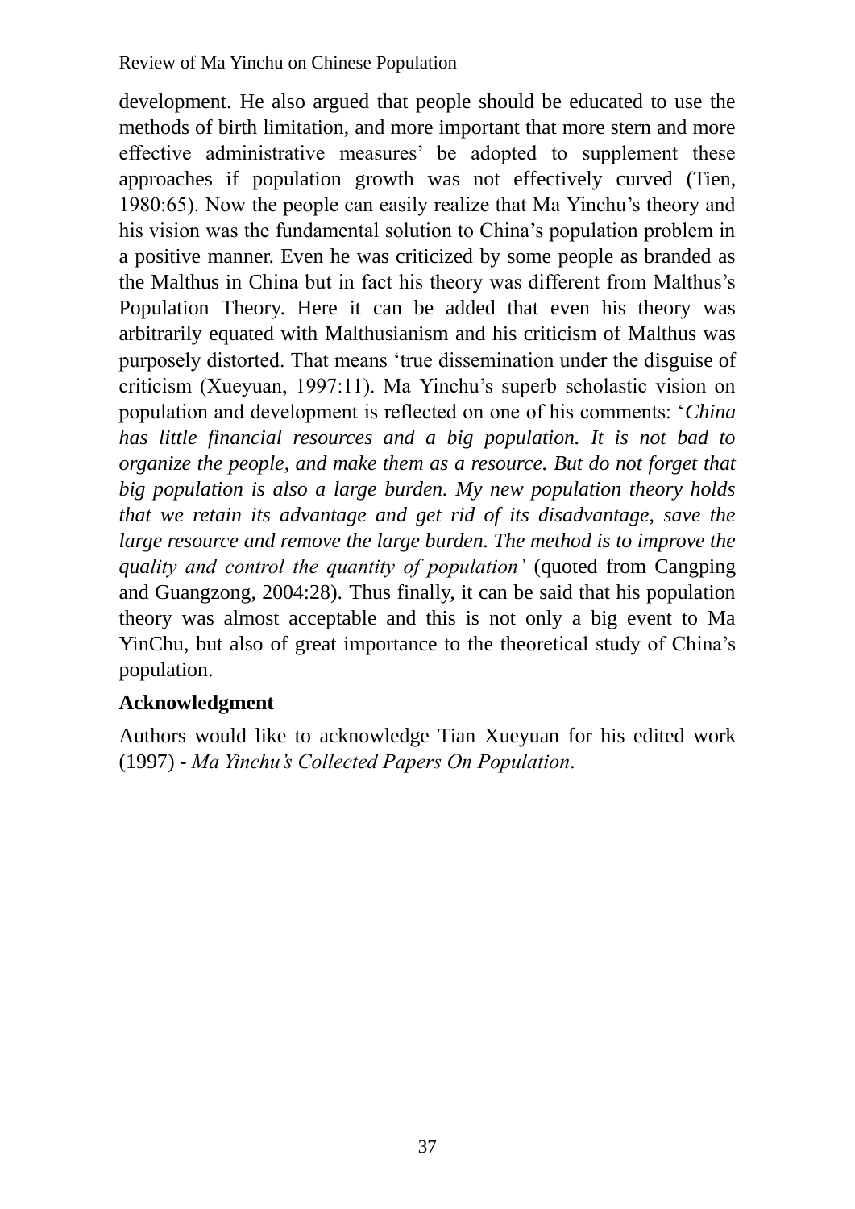development. He also argued that people should be educated to use the methods of birth limitation, and more important that more stern and more effective administrative measures' be adopted to supplement these approaches if population growth was not effectively curved (Tien, 1980:65). Now the people can easily realize that Ma Yinchu's theory and his vision was the fundamental solution to China's population problem in a positive manner. Even he was criticized by some people as branded as the Malthus in China but in fact his theory was different from Malthus's Population Theory. Here it can be added that even his theory was arbitrarily equated with Malthusianism and his criticism of Malthus was purposely distorted. That means 'true dissemination under the disguise of criticism (Xueyuan, 1997:11). Ma Yinchu's superb scholastic vision on population and development is reflected on one of his comments: '*China has little financial resources and a big population. It is not bad to organize the people, and make them as a resource. But do not forget that big population is also a large burden. My new population theory holds that we retain its advantage and get rid of its disadvantage, save the large resource and remove the large burden. The method is to improve the quality and control the quantity of population'* (quoted from Cangping and Guangzong, 2004:28). Thus finally, it can be said that his population theory was almost acceptable and this is not only a big event to Ma YinChu, but also of great importance to the theoretical study of China's population.

**Acknowledgment**

Authors would like to acknowledge Tian Xueyuan for his edited work (1997) - *Ma Yinchu's Collected Papers On Population*.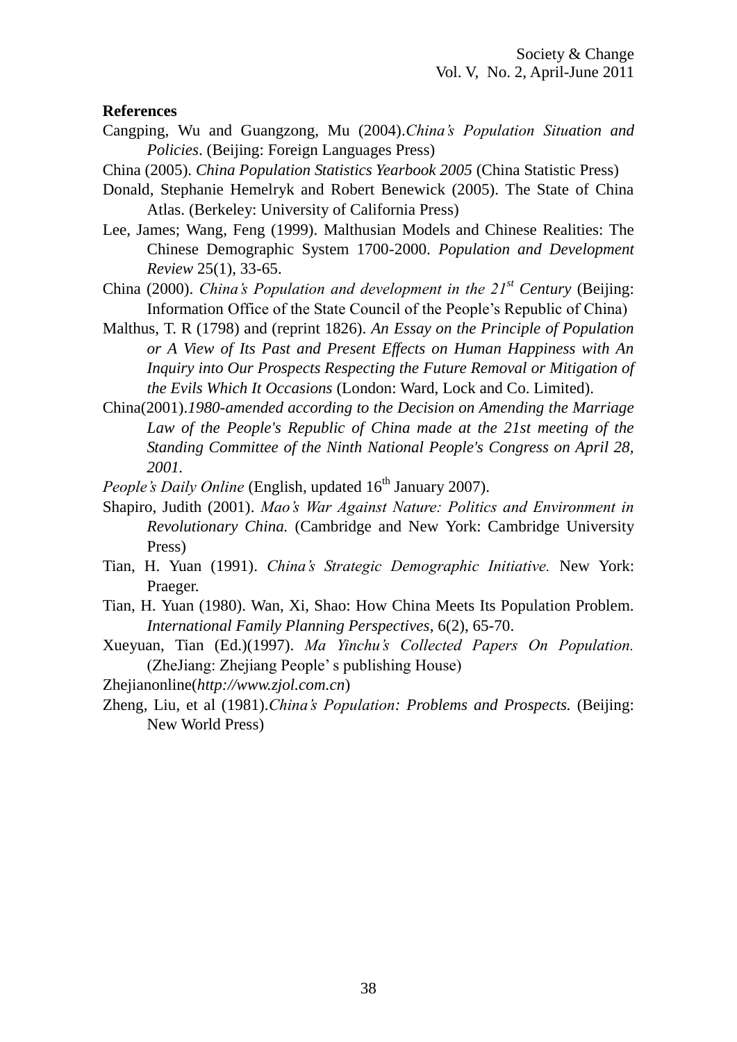**References**

Cangping, Wu and Guangzong, Mu (2004).*China's Population Situation and Policies*. (Beijing: Foreign Languages Press)

China (2005). *China Population Statistics Yearbook 2005* (China Statistic Press)

Donald, Stephanie Hemelryk and Robert Benewick (2005). The State of China Atlas. (Berkeley: University of California Press)

Lee, James; Wang, Feng (1999). Malthusian Models and Chinese Realities: The Chinese Demographic System 1700-2000. *Population and Development Review* 25(1), 33-65.

China (2000). *China's Population and development in the 21st Century* (Beijing: Information Office of the State Council of the People's Republic of China)

Malthus, T. R (1798) and (reprint 1826). *An Essay on the Principle of Population or A View of Its Past and Present Effects on Human Happiness with An Inquiry into Our Prospects Respecting the Future Removal or Mitigation of the Evils Which It Occasions* (London: Ward, Lock and Co. Limited).

China(2001).*1980-amended according to the Decision on Amending the Marriage Law of the People's Republic of China made at the 21st meeting of the Standing Committee of the Ninth National People's Congress on April 28, 2001.*

*People's Daily Online* (English, updated 16th January 2007).

Shapiro, Judith (2001). *Mao's War Against Nature: Politics and Environment in Revolutionary China.* (Cambridge and New York: Cambridge University Press)

Tian, H. Yuan (1991). *China's Strategic Demographic Initiative.* New York: Praeger.

Tian, H. Yuan (1980). Wan, Xi, Shao: How China Meets Its Population Problem. *International Family Planning Perspectives*, 6(2), 65-70.

Xueyuan, Tian (Ed.)(1997). *Ma Yinchu's Collected Papers On Population.* (ZheJiang: Zhejiang People' s publishing House)

Zhejianonline(*http://www.zjol.com.cn*)

Zheng, Liu, et al (1981).*China's Population: Problems and Prospects.* (Beijing: New World Press)